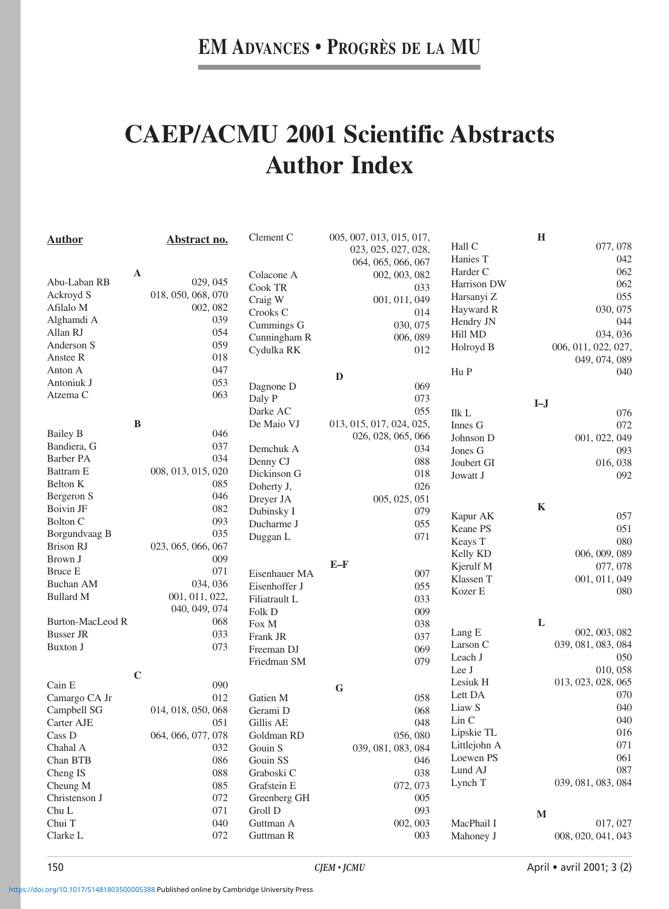# CAEP/ACMU 2001 Scientific Abstracts Author Index

| Author | Abstract no. |
|---|---|
| **A** | |
| Abu-Laban RB | 029, 045 |
| Ackroyd S | 018, 050, 068, 070 |
| Afilalo M | 002, 082 |
| Alghamdi A | 039 |
| Allan RJ | 054 |
| Anderson S | 059 |
| Anstee R | 018 |
| Anton A | 047 |
| Antoniuk J | 053 |
| Atzema C | 063 |
| **B** | |
| Bailey B | 046 |
| Bandiera, G | 037 |
| Barber PA | 034 |
| Battram E | 008, 013, 015, 020 |
| Belton K | 085 |
| Bergeron S | 046 |
| Boivin JF | 082 |
| Bolton C | 093 |
| Borgundvaag B | 035 |
| Brison RJ | 023, 065, 066, 067 |
| Brown J | 009 |
| Bruce E | 071 |
| Buchan AM | 034, 036 |
| Bullard M | 001, 011, 022, 040, 049, 074 |
| Burton-MacLeod R | 068 |
| Busser JR | 033 |
| Buxton J | 073 |
| **C** | |
| Cain E | 090 |
| Camargo CA Jr | 012 |
| Campbell SG | 014, 018, 050, 068 |
| Carter AJE | 051 |
| Cass D | 064, 066, 077, 078 |
| Chahal A | 032 |
| Chan BTB | 086 |
| Cheng IS | 088 |
| Cheung M | 085 |
| Christenson J | 072 |
| Chu L | 071 |
| Chui T | 040 |
| Clarke L | 072 |
| Clement C | 005, 007, 013, 015, 017, 023, 025, 027, 028, 064, 065, 066, 067 |
| Colacone A | 002, 003, 082 |
| Cook TR | 033 |
| Craig W | 001, 011, 049 |
| Crooks C | 014 |
| Cummings G | 030, 075 |
| Cunningham R | 006, 089 |
| Cydulka RK | 012 |
| **D** | |
| Dagnone D | 069 |
| Daly P | 073 |
| Darke AC | 055 |
| De Maio VJ | 013, 015, 017, 024, 025, 026, 028, 065, 066 |
| Demchuk A | 034 |
| Denny CJ | 088 |
| Dickinson G | 018 |
| Doherty J, | 026 |
| Dreyer JA | 005, 025, 051 |
| Dubinsky I | 079 |
| Ducharme J | 055 |
| Duggan L | 071 |
| **E–F** | |
| Eisenhauer MA | 007 |
| Eisenhoffer J | 055 |
| Filiatrault L | 033 |
| Folk D | 009 |
| Fox M | 038 |
| Frank JR | 037 |
| Freeman DJ | 069 |
| Friedman SM | 079 |
| **G** | |
| Gatien M | 058 |
| Gerami D | 068 |
| Gillis AE | 048 |
| Goldman RD | 056, 080 |
| Gouin S | 039, 081, 083, 084 |
| Gouin SS | 046 |
| Graboski C | 038 |
| Grafstein E | 072, 073 |
| Greenberg GH | 005 |
| Groll D | 093 |
| Guttman A | 002, 003 |
| Guttman R | 003 |
| **H** | |
| Hall C | 077, 078 |
| Hanies T | 042 |
| Harder C | 062 |
| Harrison DW | 062 |
| Harsanyi Z | 055 |
| Hayward R | 030, 075 |
| Hendry JN | 044 |
| Hill MD | 034, 036 |
| Holroyd B | 006, 011, 022, 027, 049, 074, 089 |
| Hu P | 040 |
| **I–J** | |
| Ilk L | 076 |
| Innes G | 072 |
| Johnson D | 001, 022, 049 |
| Jones G | 093 |
| Joubert GI | 016, 038 |
| Jowatt J | 092 |
| **K** | |
| Kapur AK | 057 |
| Keane PS | 051 |
| Keays T | 080 |
| Kelly KD | 006, 009, 089 |
| Kjerulf M | 077, 078 |
| Klassen T | 001, 011, 049 |
| Kozer E | 080 |
| **L** | |
| Lang E | 002, 003, 082 |
| Larson C | 039, 081, 083, 084 |
| Leach J | 050 |
| Lee J | 010, 058 |
| Lesiuk H | 013, 023, 028, 065 |
| Lett DA | 070 |
| Liaw S | 040 |
| Lin C | 040 |
| Lipskie TL | 016 |
| Littlejohn A | 071 |
| Loewen PS | 061 |
| Lund AJ | 087 |
| Lynch T | 039, 081, 083, 084 |
| **M** | |
| MacPhail I | 017, 027 |
| Mahoney J | 008, 020, 041, 043 |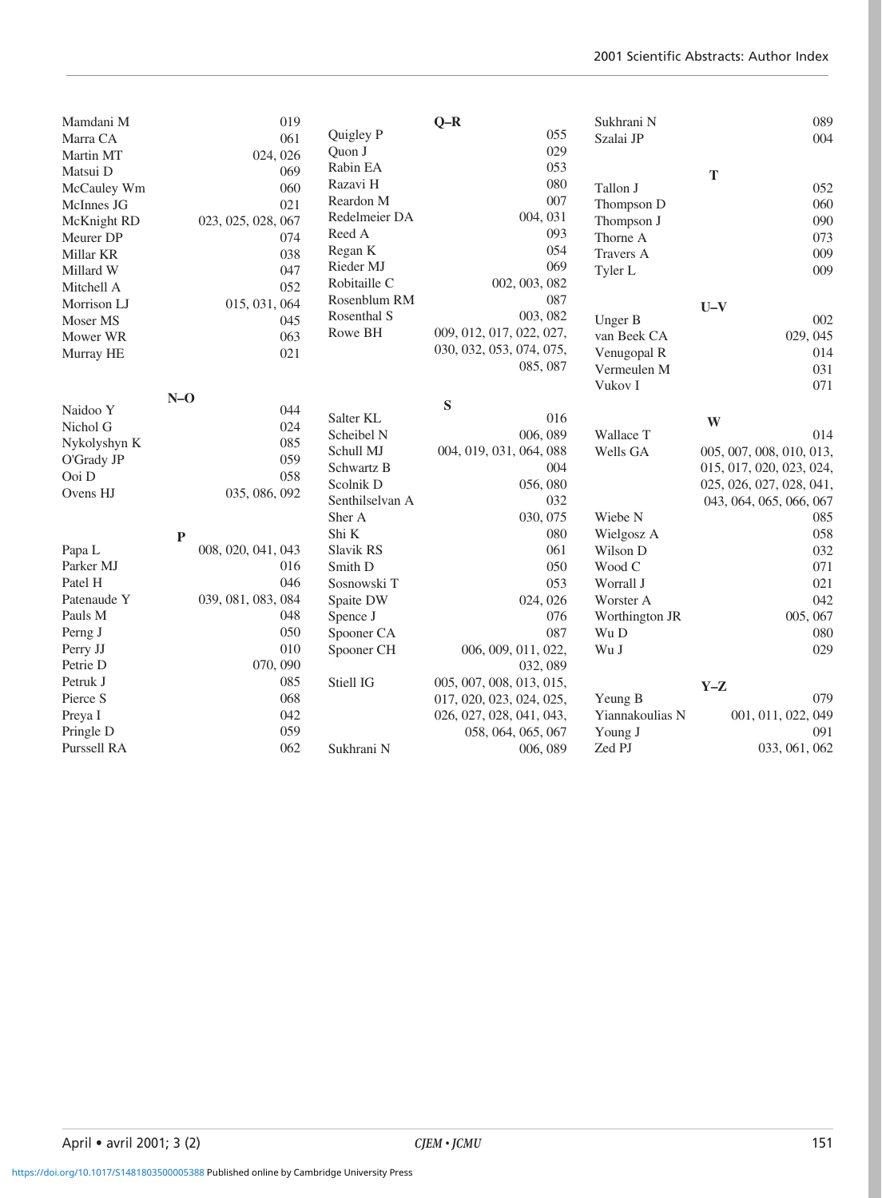Mamdani M 019
Marra CA 061
Martin MT 024, 026
Matsui D 069
McCauley Wm 060
McInnes JG 021
McKnight RD 023, 025, 028, 067
Meurer DP 074
Millar KR 038
Millard W 047
Mitchell A 052
Morrison LJ 015, 031, 064
Moser MS 045
Mower WR 063
Murray HE 021

### N–O

Naidoo Y 044
Nichol G 024
Nykolyshyn K 085
O'Grady JP 059
Ooi D 058
Ovens HJ 035, 086, 092

### P

Papa L 008, 020, 041, 043
Parker MJ 016
Patel H 046
Patenaude Y 039, 081, 083, 084
Pauls M 048
Perng J 050
Perry JJ 010
Petrie D 070, 090
Petruk J 085
Pierce S 068
Preya I 042
Pringle D 059
Purssell RA 062

### Q–R

Quigley P 055
Quon J 029
Rabin EA 053
Razavi H 080
Reardon M 007
Redelmeier DA 004, 031
Reed A 093
Regan K 054
Rieder MJ 069
Robitaille C 002, 003, 082
Rosenblum RM 087
Rosenthal S 003, 082
Rowe BH 009, 012, 017, 022, 027, 030, 032, 053, 074, 075, 085, 087

### S

Salter KL 016
Scheibel N 006, 089
Schull MJ 004, 019, 031, 064, 088
Schwartz B 004
Scolnik D 056, 080
Senthilselvan A 032
Sher A 030, 075
Shi K 080
Slavik RS 061
Smith D 050
Sosnowski T 053
Spaite DW 024, 026
Spence J 076
Spooner CA 087
Spooner CH 006, 009, 011, 022, 032, 089
Stiell IG 005, 007, 008, 013, 015, 017, 020, 023, 024, 025, 026, 027, 028, 041, 043, 058, 064, 065, 067
Sukhrani N 006, 089
Sukhrani N 089
Szalai JP 004

### T

Tallon J 052
Thompson D 060
Thompson J 090
Thorne A 073
Travers A 009
Tyler L 009

### U–V

Unger B 002
van Beek CA 029, 045
Venugopal R 014
Vermeulen M 031
Vukov I 071

### W

Wallace T 014
Wells GA 005, 007, 008, 010, 013, 015, 017, 020, 023, 024, 025, 026, 027, 028, 041, 043, 064, 065, 066, 067
Wiebe N 085
Wielgosz A 058
Wilson D 032
Wood C 071
Worrall J 021
Worster A 042
Worthington JR 005, 067
Wu D 080
Wu J 029

### Y–Z

Yeung B 079
Yiannakoulias N 001, 011, 022, 049
Young J 091
Zed PJ 033, 061, 062